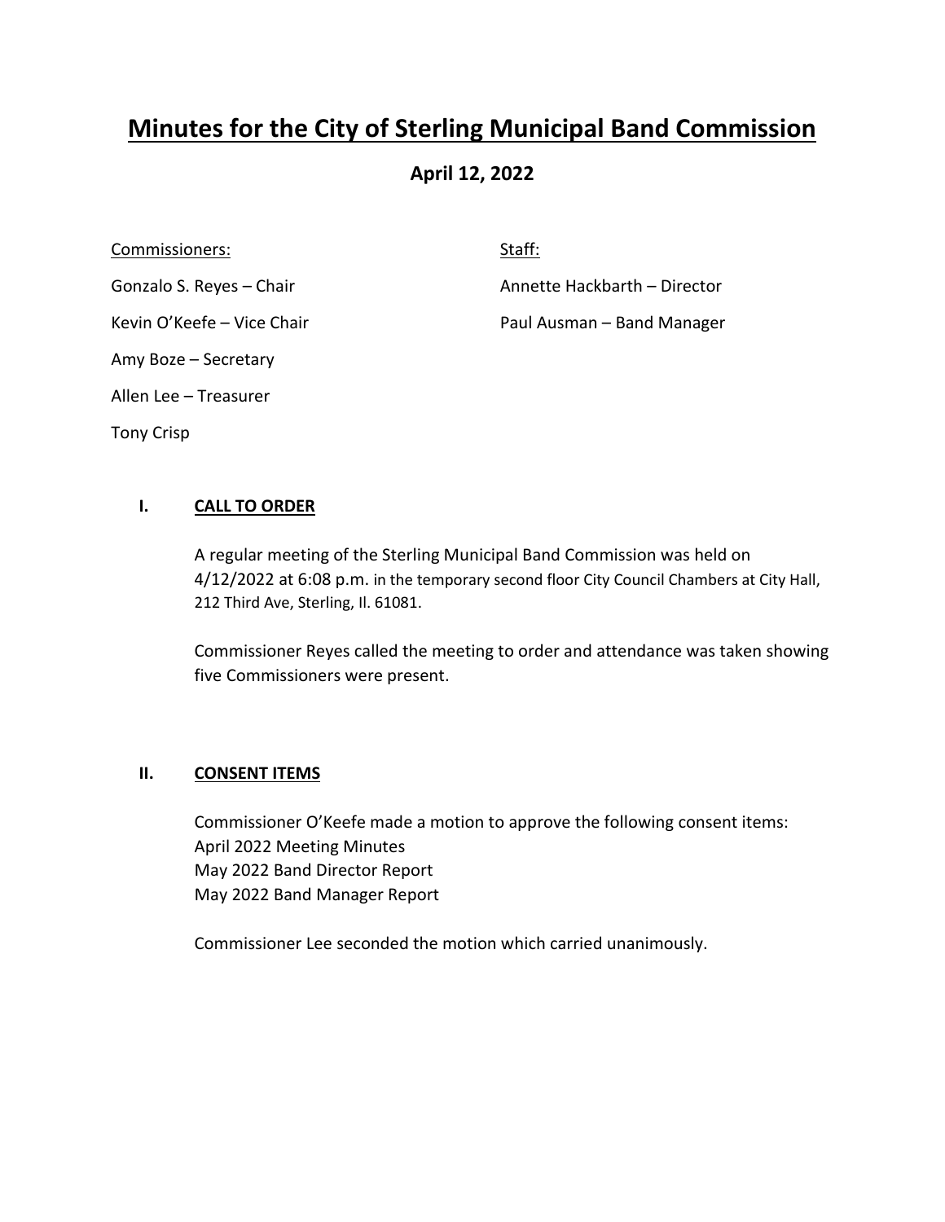# Minutes for the City of Sterling Municipal Band Commission

## April 12, 2022

Commissioners:

Gonzalo S. Reyes – Chair

Kevin O'Keefe – Vice Chair

Amy Boze – Secretary

Allen Lee – Treasurer

Tony Crisp

Staff:

Annette Hackbarth – Director

Paul Ausman – Band Manager

### I. CALL TO ORDER

A regular meeting of the Sterling Municipal Band Commission was held on 4/12/2022 at 6:08 p.m. in the temporary second floor City Council Chambers at City Hall, 212 Third Ave, Sterling, Il. 61081.

Commissioner Reyes called the meeting to order and attendance was taken showing five Commissioners were present.

### II. CONSENT ITEMS

Commissioner O'Keefe made a motion to approve the following consent items:
April 2022 Meeting Minutes
May 2022 Band Director Report
May 2022 Band Manager Report

Commissioner Lee seconded the motion which carried unanimously.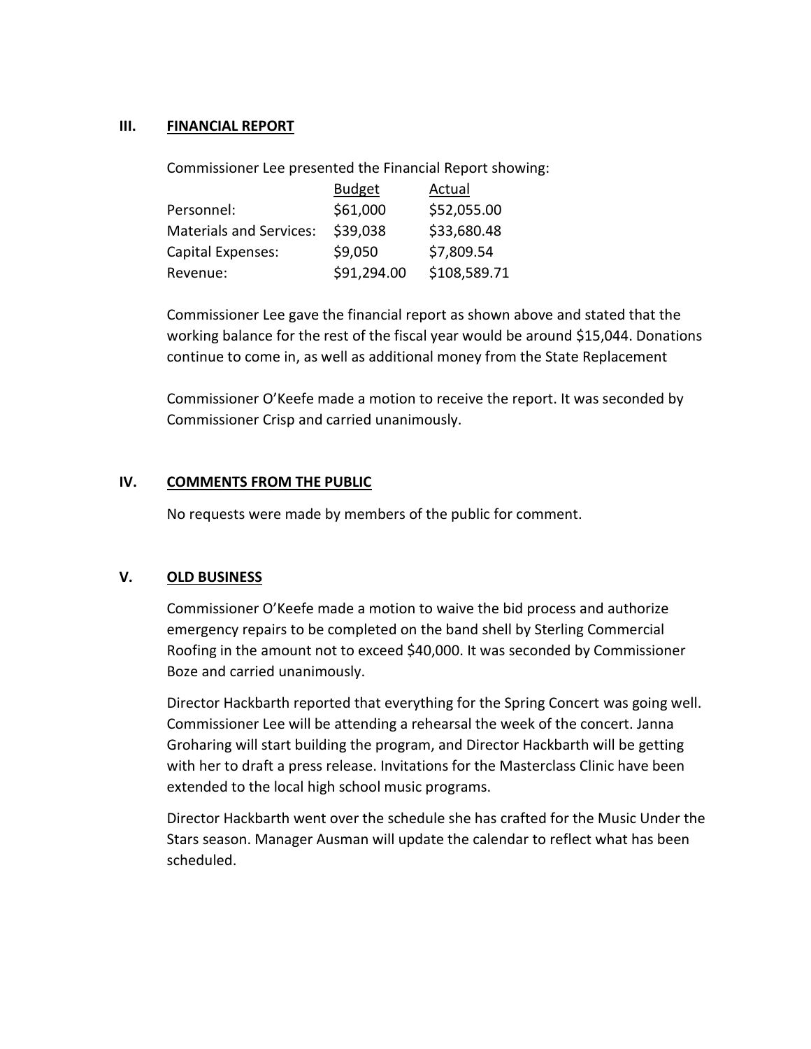## III. FINANCIAL REPORT

Commissioner Lee presented the Financial Report showing:

| | Budget | Actual |
|---|---|---|
| Personnel: | $61,000 | $52,055.00 |
| Materials and Services: | $39,038 | $33,680.48 |
| Capital Expenses: | $9,050 | $7,809.54 |
| Revenue: | $91,294.00 | $108,589.71 |

Commissioner Lee gave the financial report as shown above and stated that the working balance for the rest of the fiscal year would be around $15,044. Donations continue to come in, as well as additional money from the State Replacement

Commissioner O'Keefe made a motion to receive the report. It was seconded by Commissioner Crisp and carried unanimously.

## IV. COMMENTS FROM THE PUBLIC

No requests were made by members of the public for comment.

## V. OLD BUSINESS

Commissioner O'Keefe made a motion to waive the bid process and authorize emergency repairs to be completed on the band shell by Sterling Commercial Roofing in the amount not to exceed $40,000. It was seconded by Commissioner Boze and carried unanimously.

Director Hackbarth reported that everything for the Spring Concert was going well. Commissioner Lee will be attending a rehearsal the week of the concert. Janna Groharing will start building the program, and Director Hackbarth will be getting with her to draft a press release. Invitations for the Masterclass Clinic have been extended to the local high school music programs.

Director Hackbarth went over the schedule she has crafted for the Music Under the Stars season. Manager Ausman will update the calendar to reflect what has been scheduled.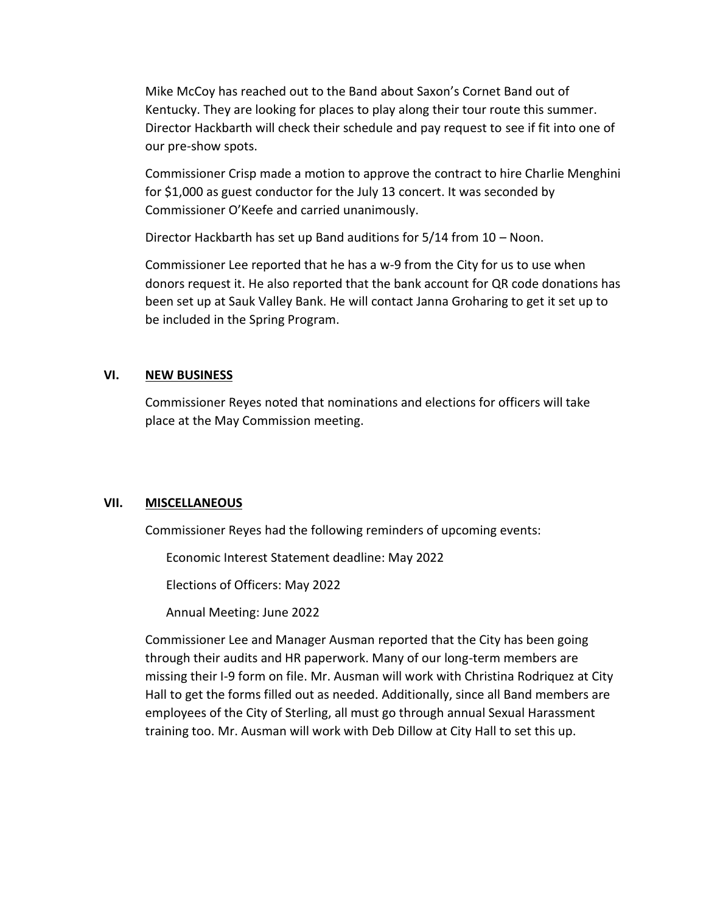Mike McCoy has reached out to the Band about Saxon's Cornet Band out of Kentucky. They are looking for places to play along their tour route this summer. Director Hackbarth will check their schedule and pay request to see if fit into one of our pre-show spots.

Commissioner Crisp made a motion to approve the contract to hire Charlie Menghini for $1,000 as guest conductor for the July 13 concert. It was seconded by Commissioner O'Keefe and carried unanimously.

Director Hackbarth has set up Band auditions for 5/14 from 10 – Noon.

Commissioner Lee reported that he has a w-9 from the City for us to use when donors request it. He also reported that the bank account for QR code donations has been set up at Sauk Valley Bank. He will contact Janna Groharing to get it set up to be included in the Spring Program.

## VI. NEW BUSINESS

Commissioner Reyes noted that nominations and elections for officers will take place at the May Commission meeting.

## VII. MISCELLANEOUS

Commissioner Reyes had the following reminders of upcoming events:

Economic Interest Statement deadline: May 2022

Elections of Officers: May 2022

Annual Meeting: June 2022

Commissioner Lee and Manager Ausman reported that the City has been going through their audits and HR paperwork. Many of our long-term members are missing their I-9 form on file. Mr. Ausman will work with Christina Rodriquez at City Hall to get the forms filled out as needed. Additionally, since all Band members are employees of the City of Sterling, all must go through annual Sexual Harassment training too. Mr. Ausman will work with Deb Dillow at City Hall to set this up.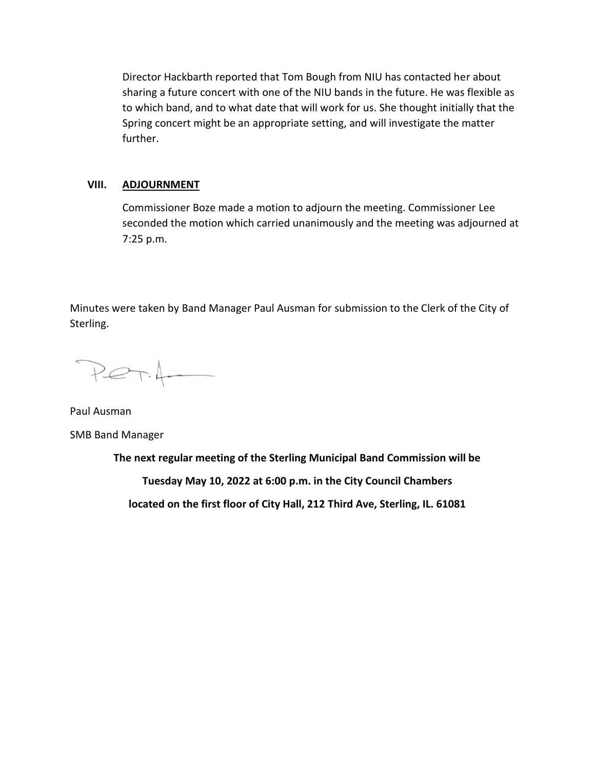Director Hackbarth reported that Tom Bough from NIU has contacted her about sharing a future concert with one of the NIU bands in the future. He was flexible as to which band, and to what date that will work for us. She thought initially that the Spring concert might be an appropriate setting, and will investigate the matter further.

## VIII. ADJOURNMENT

Commissioner Boze made a motion to adjourn the meeting. Commissioner Lee seconded the motion which carried unanimously and the meeting was adjourned at 7:25 p.m.

Minutes were taken by Band Manager Paul Ausman for submission to the Clerk of the City of Sterling.

Paul Ausman

SMB Band Manager

**The next regular meeting of the Sterling Municipal Band Commission will be**

**Tuesday May 10, 2022 at 6:00 p.m. in the City Council Chambers**

**located on the first floor of City Hall, 212 Third Ave, Sterling, IL. 61081**